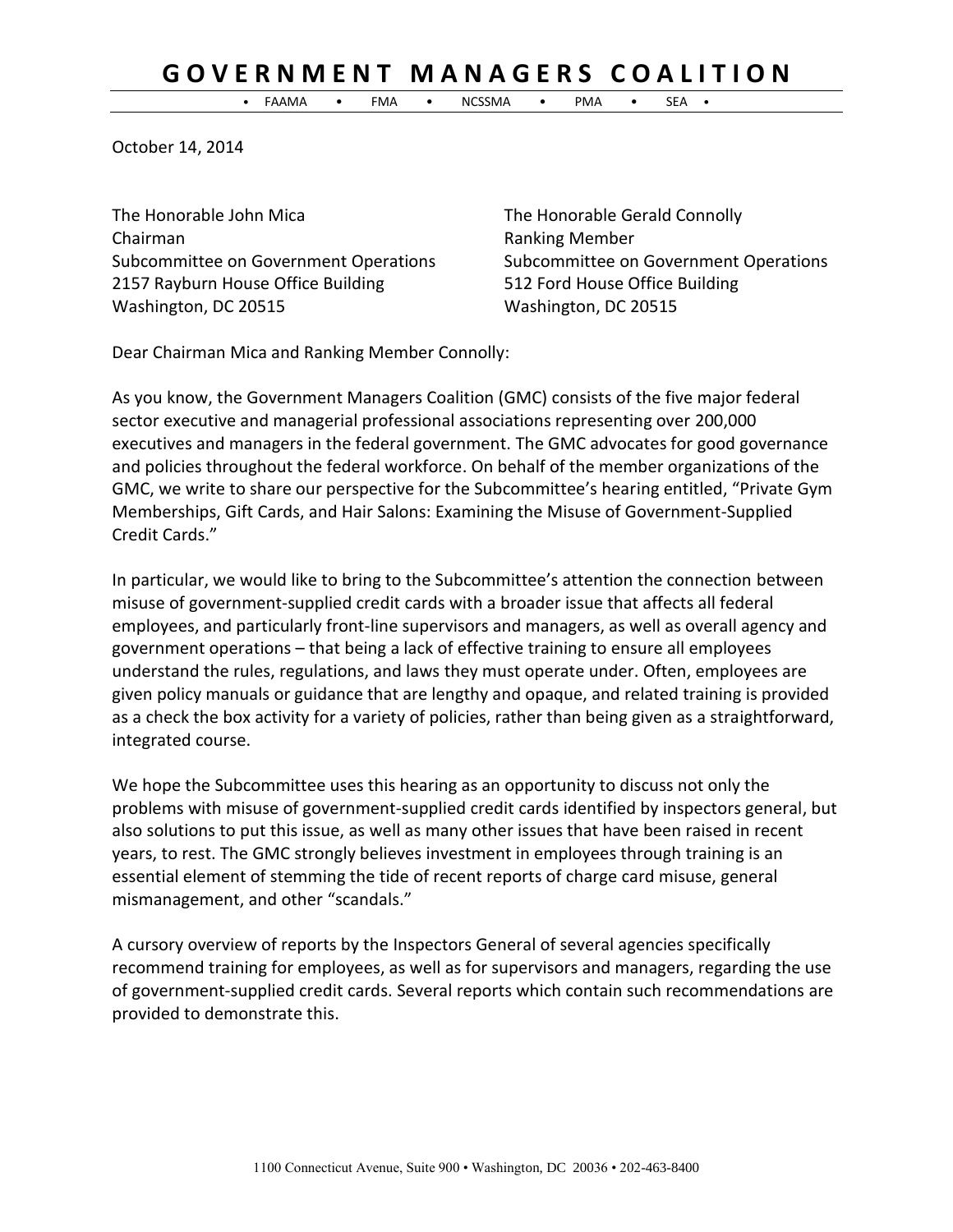# GOVERNMENT MANAGERS COALITION

• FAAMA • FMA • NCSSMA • PMA • SEA •

October 14, 2014

The Honorable John Mica
Chairman
Subcommittee on Government Operations
2157 Rayburn House Office Building
Washington, DC 20515

The Honorable Gerald Connolly
Ranking Member
Subcommittee on Government Operations
512 Ford House Office Building
Washington, DC 20515

Dear Chairman Mica and Ranking Member Connolly:

As you know, the Government Managers Coalition (GMC) consists of the five major federal sector executive and managerial professional associations representing over 200,000 executives and managers in the federal government. The GMC advocates for good governance and policies throughout the federal workforce. On behalf of the member organizations of the GMC, we write to share our perspective for the Subcommittee's hearing entitled, "Private Gym Memberships, Gift Cards, and Hair Salons: Examining the Misuse of Government-Supplied Credit Cards."

In particular, we would like to bring to the Subcommittee's attention the connection between misuse of government-supplied credit cards with a broader issue that affects all federal employees, and particularly front-line supervisors and managers, as well as overall agency and government operations – that being a lack of effective training to ensure all employees understand the rules, regulations, and laws they must operate under. Often, employees are given policy manuals or guidance that are lengthy and opaque, and related training is provided as a check the box activity for a variety of policies, rather than being given as a straightforward, integrated course.

We hope the Subcommittee uses this hearing as an opportunity to discuss not only the problems with misuse of government-supplied credit cards identified by inspectors general, but also solutions to put this issue, as well as many other issues that have been raised in recent years, to rest. The GMC strongly believes investment in employees through training is an essential element of stemming the tide of recent reports of charge card misuse, general mismanagement, and other "scandals."

A cursory overview of reports by the Inspectors General of several agencies specifically recommend training for employees, as well as for supervisors and managers, regarding the use of government-supplied credit cards. Several reports which contain such recommendations are provided to demonstrate this.

1100 Connecticut Avenue, Suite 900 • Washington, DC 20036 • 202-463-8400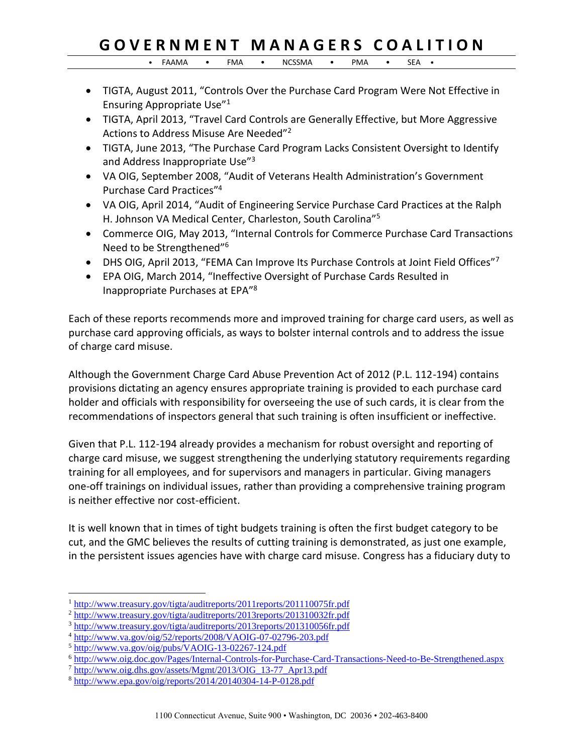- TIGTA, August 2011, "Controls Over the Purchase Card Program Were Not Effective in Ensuring Appropriate Use"[1]
- TIGTA, April 2013, "Travel Card Controls are Generally Effective, but More Aggressive Actions to Address Misuse Are Needed"[2]
- TIGTA, June 2013, "The Purchase Card Program Lacks Consistent Oversight to Identify and Address Inappropriate Use"[3]
- VA OIG, September 2008, "Audit of Veterans Health Administration's Government Purchase Card Practices"[4]
- VA OIG, April 2014, "Audit of Engineering Service Purchase Card Practices at the Ralph H. Johnson VA Medical Center, Charleston, South Carolina"[5]
- Commerce OIG, May 2013, "Internal Controls for Commerce Purchase Card Transactions Need to be Strengthened"[6]
- DHS OIG, April 2013, "FEMA Can Improve Its Purchase Controls at Joint Field Offices"[7]
- EPA OIG, March 2014, "Ineffective Oversight of Purchase Cards Resulted in Inappropriate Purchases at EPA"[8]

Each of these reports recommends more and improved training for charge card users, as well as purchase card approving officials, as ways to bolster internal controls and to address the issue of charge card misuse.

Although the Government Charge Card Abuse Prevention Act of 2012 (P.L. 112-194) contains provisions dictating an agency ensures appropriate training is provided to each purchase card holder and officials with responsibility for overseeing the use of such cards, it is clear from the recommendations of inspectors general that such training is often insufficient or ineffective.

Given that P.L. 112-194 already provides a mechanism for robust oversight and reporting of charge card misuse, we suggest strengthening the underlying statutory requirements regarding training for all employees, and for supervisors and managers in particular. Giving managers one-off trainings on individual issues, rather than providing a comprehensive training program is neither effective nor cost-efficient.

It is well known that in times of tight budgets training is often the first budget category to be cut, and the GMC believes the results of cutting training is demonstrated, as just one example, in the persistent issues agencies have with charge card misuse. Congress has a fiduciary duty to

---

[1] http://www.treasury.gov/tigta/auditreports/2011reports/201110075fr.pdf
[2] http://www.treasury.gov/tigta/auditreports/2013reports/201310032fr.pdf
[3] http://www.treasury.gov/tigta/auditreports/2013reports/201310056fr.pdf
[4] http://www.va.gov/oig/52/reports/2008/VAOIG-07-02796-203.pdf
[5] http://www.va.gov/oig/pubs/VAOIG-13-02267-124.pdf
[6] http://www.oig.doc.gov/Pages/Internal-Controls-for-Purchase-Card-Transactions-Need-to-Be-Strengthened.aspx
[7] http://www.oig.dhs.gov/assets/Mgmt/2013/OIG_13-77_Apr13.pdf
[8] http://www.epa.gov/oig/reports/2014/20140304-14-P-0128.pdf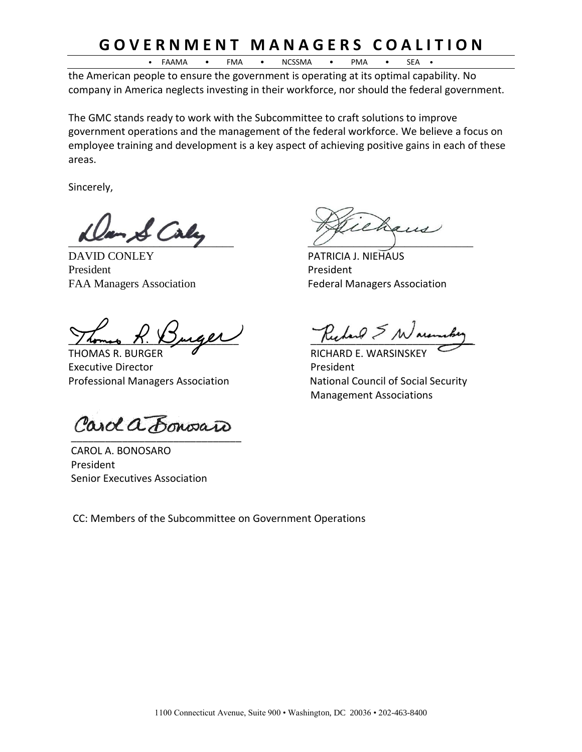the American people to ensure the government is operating at its optimal capability. No company in America neglects investing in their workforce, nor should the federal government.

The GMC stands ready to work with the Subcommittee to craft solutions to improve government operations and the management of the federal workforce. We believe a focus on employee training and development is a key aspect of achieving positive gains in each of these areas.

Sincerely,

DAVID CONLEY
President
FAA Managers Association

PATRICIA J. NIEHAUS
President
Federal Managers Association

THOMAS R. BURGER
Executive Director
Professional Managers Association

RICHARD E. WARSINSKEY
President
National Council of Social Security Management Associations

CAROL A. BONOSARO
President
Senior Executives Association

CC: Members of the Subcommittee on Government Operations